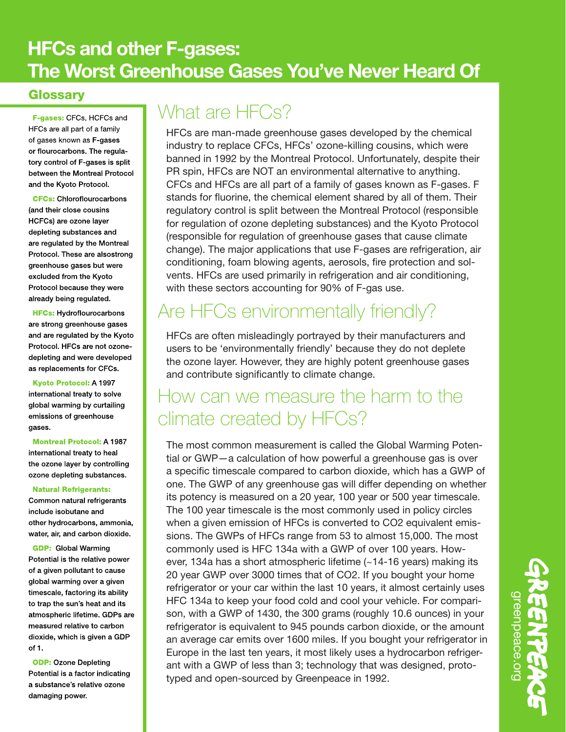# HFCs and other F-gases: The Worst Greenhouse Gases You've Never Heard Of

## Glossary

**F-gases:** CFCs, HCFCs and HFCs are all part of a family of gases known as **F-gases** or flourocarbons. The regulatory control of F-gases is split between the Montreal Protocol and the Kyoto Protocol.

**CFCs:** Chloroflourocarbons (and their close cousins HCFCs) are ozone layer depleting substances and are regulated by the Montreal Protocol. These are alsostrong greenhouse gases but were excluded from the Kyoto Protocol because they were already being regulated.

**HFCs:** Hydroflourocarbons are strong greenhouse gases and are regulated by the Kyoto Protocol. HFCs are not ozone-depleting and were developed as replacements for CFCs.

**Kyoto Protocol:** A 1997 international treaty to solve global warming by curtailing emissions of greenhouse gases.

**Montreal Protocol:** A 1987 international treaty to heal the ozone layer by controlling ozone depleting substances.

**Natural Refrigerants:** Common natural refrigerants include isobutane and other hydrocarbons, ammonia, water, air, and carbon dioxide.

**GDP:** Global Warming Potential is the relative power of a given pollutant to cause global warming over a given timescale, factoring its ability to trap the sun's heat and its atmospheric lifetime. GDPs are measured relative to carbon dioxide, which is given a GDP of 1.

**ODP:** Ozone Depleting Potential is a factor indicating a substance's relative ozone damaging power.

## What are HFCs?

HFCs are man-made greenhouse gases developed by the chemical industry to replace CFCs, HFCs' ozone-killing cousins, which were banned in 1992 by the Montreal Protocol. Unfortunately, despite their PR spin, HFCs are NOT an environmental alternative to anything. CFCs and HFCs are all part of a family of gases known as F-gases. F stands for fluorine, the chemical element shared by all of them. Their regulatory control is split between the Montreal Protocol (responsible for regulation of ozone depleting substances) and the Kyoto Protocol (responsible for regulation of greenhouse gases that cause climate change). The major applications that use F-gases are refrigeration, air conditioning, foam blowing agents, aerosols, fire protection and solvents. HFCs are used primarily in refrigeration and air conditioning, with these sectors accounting for 90% of F-gas use.

## Are HFCs environmentally friendly?

HFCs are often misleadingly portrayed by their manufacturers and users to be 'environmentally friendly' because they do not deplete the ozone layer. However, they are highly potent greenhouse gases and contribute significantly to climate change.

## How can we measure the harm to the climate created by HFCs?

The most common measurement is called the Global Warming Potential or GWP—a calculation of how powerful a greenhouse gas is over a specific timescale compared to carbon dioxide, which has a GWP of one. The GWP of any greenhouse gas will differ depending on whether its potency is measured on a 20 year, 100 year or 500 year timescale. The 100 year timescale is the most commonly used in policy circles when a given emission of HFCs is converted to $CO_2$ equivalent emissions. The GWPs of HFCs range from 53 to almost 15,000. The most commonly used is HFC 134a with a GWP of over 100 years. However, 134a has a short atmospheric lifetime (~14-16 years) making its 20 year GWP over 3000 times that of $CO_2$. If you bought your home refrigerator or your car within the last 10 years, it almost certainly uses HFC 134a to keep your food cold and cool your vehicle. For comparison, with a GWP of 1430, the 300 grams (roughly 10.6 ounces) in your refrigerator is equivalent to 945 pounds carbon dioxide, or the amount an average car emits over 1600 miles. If you bought your refrigerator in Europe in the last ten years, it most likely uses a hydrocarbon refrigerant with a GWP of less than 3; technology that was designed, prototyped and open-sourced by Greenpeace in 1992.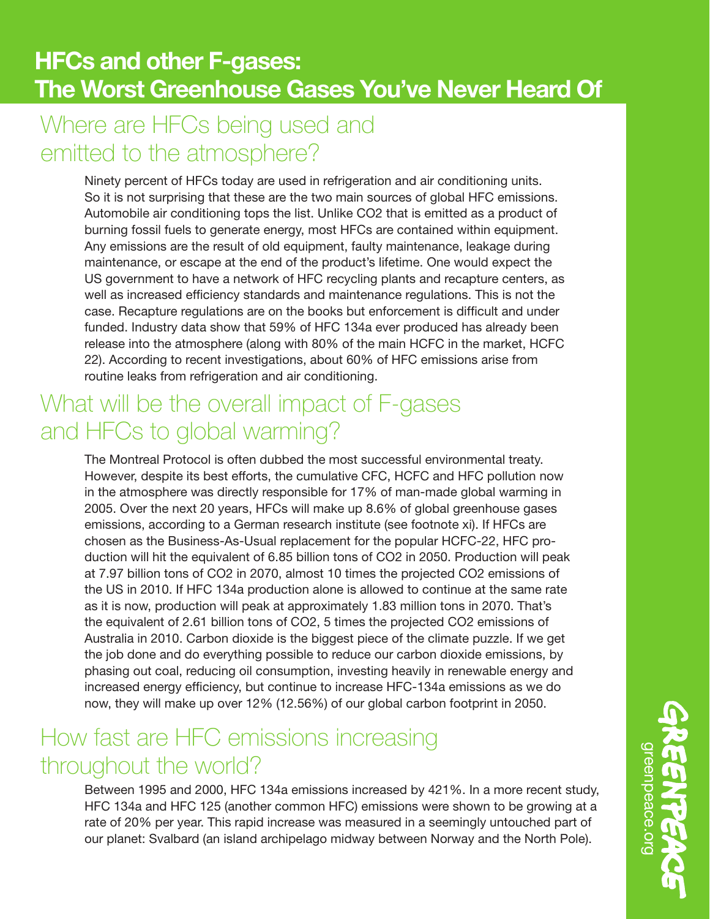# HFCs and other F-gases: The Worst Greenhouse Gases You've Never Heard Of

## Where are HFCs being used and emitted to the atmosphere?

Ninety percent of HFCs today are used in refrigeration and air conditioning units. So it is not surprising that these are the two main sources of global HFC emissions. Automobile air conditioning tops the list. Unlike $CO_2$ that is emitted as a product of burning fossil fuels to generate energy, most HFCs are contained within equipment. Any emissions are the result of old equipment, faulty maintenance, leakage during maintenance, or escape at the end of the product's lifetime. One would expect the US government to have a network of HFC recycling plants and recapture centers, as well as increased efficiency standards and maintenance regulations. This is not the case. Recapture regulations are on the books but enforcement is difficult and under funded. Industry data show that 59% of HFC 134a ever produced has already been release into the atmosphere (along with 80% of the main HCFC in the market, HCFC 22). According to recent investigations, about 60% of HFC emissions arise from routine leaks from refrigeration and air conditioning.

## What will be the overall impact of F-gases and HFCs to global warming?

The Montreal Protocol is often dubbed the most successful environmental treaty. However, despite its best efforts, the cumulative CFC, HCFC and HFC pollution now in the atmosphere was directly responsible for 17% of man-made global warming in 2005. Over the next 20 years, HFCs will make up 8.6% of global greenhouse gases emissions, according to a German research institute (see footnote xi). If HFCs are chosen as the Business-As-Usual replacement for the popular HCFC-22, HFC production will hit the equivalent of 6.85 billion tons of $CO_2$ in 2050. Production will peak at 7.97 billion tons of $CO_2$ in 2070, almost 10 times the projected $CO_2$ emissions of the US in 2010. If HFC 134a production alone is allowed to continue at the same rate as it is now, production will peak at approximately 1.83 million tons in 2070. That's the equivalent of 2.61 billion tons of $CO_2$, 5 times the projected $CO_2$ emissions of Australia in 2010. Carbon dioxide is the biggest piece of the climate puzzle. If we get the job done and do everything possible to reduce our carbon dioxide emissions, by phasing out coal, reducing oil consumption, investing heavily in renewable energy and increased energy efficiency, but continue to increase HFC-134a emissions as we do now, they will make up over 12% (12.56%) of our global carbon footprint in 2050.

## How fast are HFC emissions increasing throughout the world?

Between 1995 and 2000, HFC 134a emissions increased by 421%. In a more recent study, HFC 134a and HFC 125 (another common HFC) emissions were shown to be growing at a rate of 20% per year. This rapid increase was measured in a seemingly untouched part of our planet: Svalbard (an island archipelago midway between Norway and the North Pole).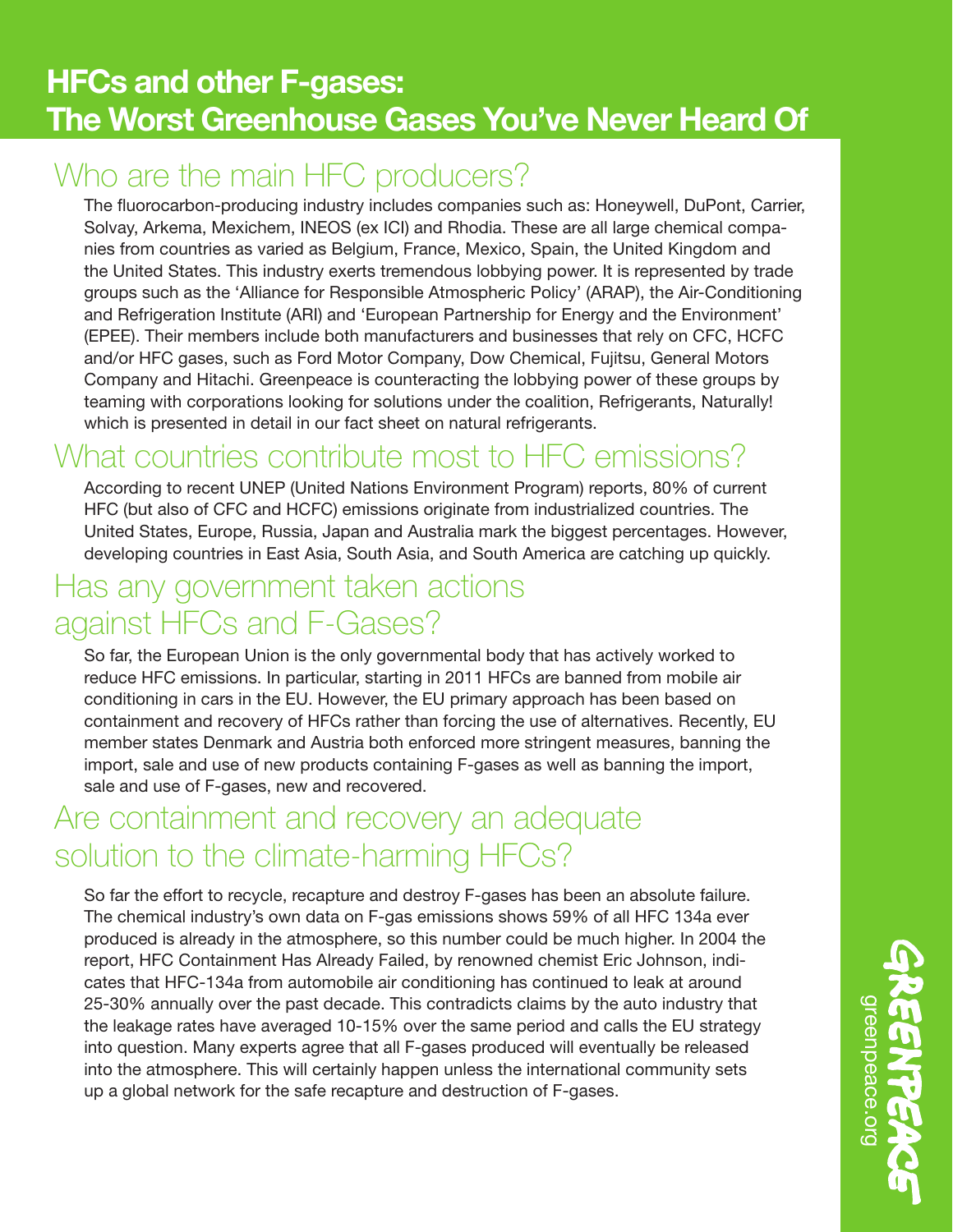# HFCs and other F-gases: The Worst Greenhouse Gases You've Never Heard Of

## Who are the main HFC producers?

The fluorocarbon-producing industry includes companies such as: Honeywell, DuPont, Carrier, Solvay, Arkema, Mexichem, INEOS (ex ICI) and Rhodia. These are all large chemical companies from countries as varied as Belgium, France, Mexico, Spain, the United Kingdom and the United States. This industry exerts tremendous lobbying power. It is represented by trade groups such as the 'Alliance for Responsible Atmospheric Policy' (ARAP), the Air-Conditioning and Refrigeration Institute (ARI) and 'European Partnership for Energy and the Environment' (EPEE). Their members include both manufacturers and businesses that rely on CFC, HCFC and/or HFC gases, such as Ford Motor Company, Dow Chemical, Fujitsu, General Motors Company and Hitachi. Greenpeace is counteracting the lobbying power of these groups by teaming with corporations looking for solutions under the coalition, Refrigerants, Naturally! which is presented in detail in our fact sheet on natural refrigerants.

## What countries contribute most to HFC emissions?

According to recent UNEP (United Nations Environment Program) reports, 80% of current HFC (but also of CFC and HCFC) emissions originate from industrialized countries. The United States, Europe, Russia, Japan and Australia mark the biggest percentages. However, developing countries in East Asia, South Asia, and South America are catching up quickly.

## Has any government taken actions against HFCs and F-Gases?

So far, the European Union is the only governmental body that has actively worked to reduce HFC emissions. In particular, starting in 2011 HFCs are banned from mobile air conditioning in cars in the EU. However, the EU primary approach has been based on containment and recovery of HFCs rather than forcing the use of alternatives. Recently, EU member states Denmark and Austria both enforced more stringent measures, banning the import, sale and use of new products containing F-gases as well as banning the import, sale and use of F-gases, new and recovered.

## Are containment and recovery an adequate solution to the climate-harming HFCs?

So far the effort to recycle, recapture and destroy F-gases has been an absolute failure. The chemical industry's own data on F-gas emissions shows 59% of all HFC 134a ever produced is already in the atmosphere, so this number could be much higher. In 2004 the report, HFC Containment Has Already Failed, by renowned chemist Eric Johnson, indicates that HFC-134a from automobile air conditioning has continued to leak at around 25-30% annually over the past decade. This contradicts claims by the auto industry that the leakage rates have averaged 10-15% over the same period and calls the EU strategy into question. Many experts agree that all F-gases produced will eventually be released into the atmosphere. This will certainly happen unless the international community sets up a global network for the safe recapture and destruction of F-gases.

GREENPEACE
greenpeace.org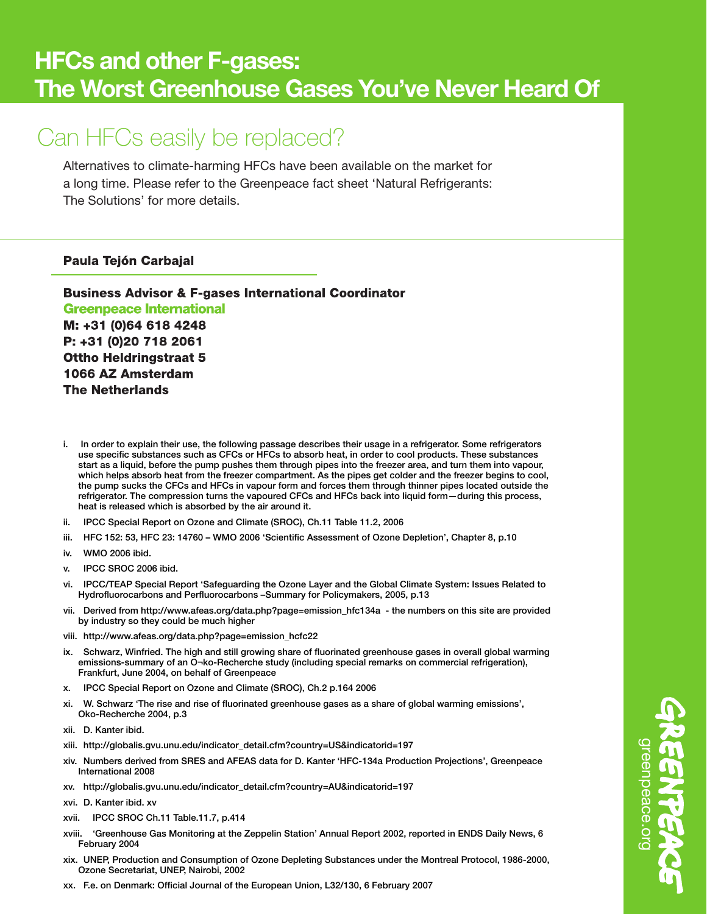# HFCs and other F-gases: The Worst Greenhouse Gases You've Never Heard Of

## Can HFCs easily be replaced?

Alternatives to climate-harming HFCs have been available on the market for a long time. Please refer to the Greenpeace fact sheet 'Natural Refrigerants: The Solutions' for more details.

**Paula Tejón Carbajal**

**Business Advisor & F-gases International Coordinator**
**Greenpeace International**
**M: +31 (0)64 618 4248**
**P: +31 (0)20 718 2061**
**Ottho Heldringstraat 5**
**1066 AZ Amsterdam**
**The Netherlands**

i. In order to explain their use, the following passage describes their usage in a refrigerator. Some refrigerators use specific substances such as CFCs or HFCs to absorb heat, in order to cool products. These substances start as a liquid, before the pump pushes them through pipes into the freezer area, and turn them into vapour, which helps absorb heat from the freezer compartment. As the pipes get colder and the freezer begins to cool, the pump sucks the CFCs and HFCs in vapour form and forces them through thinner pipes located outside the refrigerator. The compression turns the vapoured CFCs and HFCs back into liquid form—during this process, heat is released which is absorbed by the air around it.

ii. IPCC Special Report on Ozone and Climate (SROC), Ch.11 Table 11.2, 2006

iii. HFC 152: 53, HFC 23: 14760 – WMO 2006 'Scientific Assessment of Ozone Depletion', Chapter 8, p.10

iv. WMO 2006 ibid.

v. IPCC SROC 2006 ibid.

vi. IPCC/TEAP Special Report 'Safeguarding the Ozone Layer and the Global Climate System: Issues Related to Hydrofluorocarbons and Perfluorocarbons –Summary for Policymakers, 2005, p.13

vii. Derived from http://www.afeas.org/data.php?page=emission_hfc134a - the numbers on this site are provided by industry so they could be much higher

viii. http://www.afeas.org/data.php?page=emission_hcfc22

ix. Schwarz, Winfried. The high and still growing share of fluorinated greenhouse gases in overall global warming emissions-summary of an O¬ko-Recherche study (including special remarks on commercial refrigeration), Frankfurt, June 2004, on behalf of Greenpeace

x. IPCC Special Report on Ozone and Climate (SROC), Ch.2 p.164 2006

xi. W. Schwarz 'The rise and rise of fluorinated greenhouse gases as a share of global warming emissions', Oko-Recherche 2004, p.3

xii. D. Kanter ibid.

xiii. http://globalis.gvu.unu.edu/indicator_detail.cfm?country=US&indicatorid=197

xiv. Numbers derived from SRES and AFEAS data for D. Kanter 'HFC-134a Production Projections', Greenpeace International 2008

xv. http://globalis.gvu.unu.edu/indicator_detail.cfm?country=AU&indicatorid=197

xvi. D. Kanter ibid. xv

xvii. IPCC SROC Ch.11 Table.11.7, p.414

xviii. 'Greenhouse Gas Monitoring at the Zeppelin Station' Annual Report 2002, reported in ENDS Daily News, 6 February 2004

xix. UNEP, Production and Consumption of Ozone Depleting Substances under the Montreal Protocol, 1986-2000, Ozone Secretariat, UNEP, Nairobi, 2002

xx. F.e. on Denmark: Official Journal of the European Union, L32/130, 6 February 2007

GREENPEACE
greenpeace.org